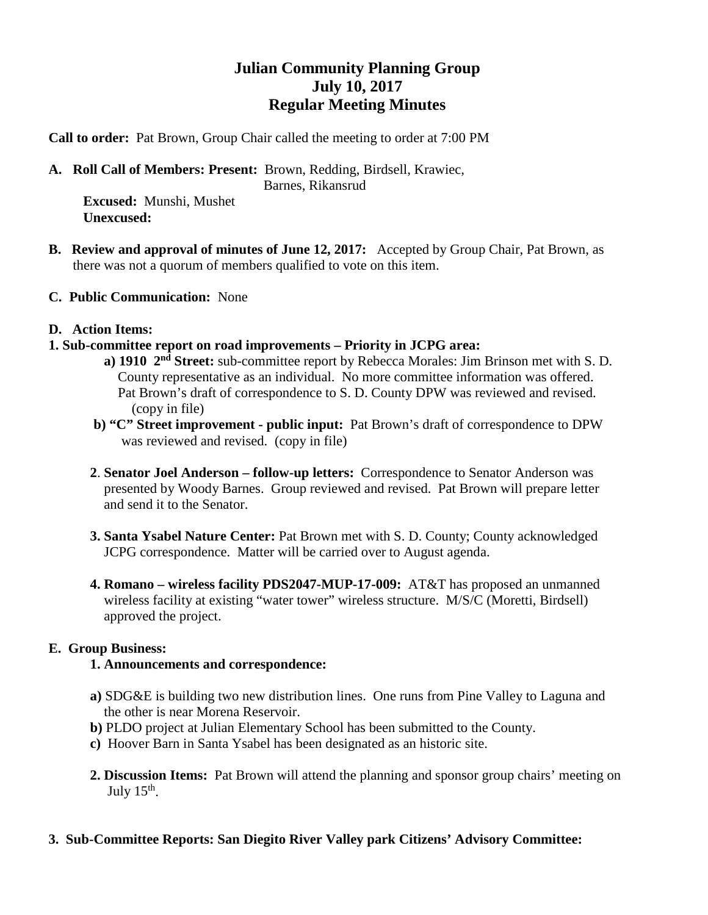# Julian Community Planning Group
## July 10, 2017
## Regular Meeting Minutes

**Call to order:** Pat Brown, Group Chair called the meeting to order at 7:00 PM

**A. Roll Call of Members: Present:** Brown, Redding, Birdsell, Krawiec, Barnes, Rikansrud

**Excused:** Munshi, Mushet
**Unexcused:**

**B. Review and approval of minutes of June 12, 2017:** Accepted by Group Chair, Pat Brown, as there was not a quorum of members qualified to vote on this item.

**C. Public Communication:** None

**D. Action Items:**

**1. Sub-committee report on road improvements – Priority in JCPG area:**

**a) 1910 2nd Street:** sub-committee report by Rebecca Morales: Jim Brinson met with S. D. County representative as an individual. No more committee information was offered. Pat Brown's draft of correspondence to S. D. County DPW was reviewed and revised. (copy in file)

**b) "C" Street improvement - public input:** Pat Brown's draft of correspondence to DPW was reviewed and revised. (copy in file)

**2. Senator Joel Anderson – follow-up letters:** Correspondence to Senator Anderson was presented by Woody Barnes. Group reviewed and revised. Pat Brown will prepare letter and send it to the Senator.

**3. Santa Ysabel Nature Center:** Pat Brown met with S. D. County; County acknowledged JCPG correspondence. Matter will be carried over to August agenda.

**4. Romano – wireless facility PDS2047-MUP-17-009:** AT&T has proposed an unmanned wireless facility at existing "water tower" wireless structure. M/S/C (Moretti, Birdsell) approved the project.

**E. Group Business:**

**1. Announcements and correspondence:**

**a)** SDG&E is building two new distribution lines. One runs from Pine Valley to Laguna and the other is near Morena Reservoir.

**b)** PLDO project at Julian Elementary School has been submitted to the County.

**c)** Hoover Barn in Santa Ysabel has been designated as an historic site.

**2. Discussion Items:** Pat Brown will attend the planning and sponsor group chairs' meeting on July 15th.

**3. Sub-Committee Reports: San Diegito River Valley park Citizens' Advisory Committee:**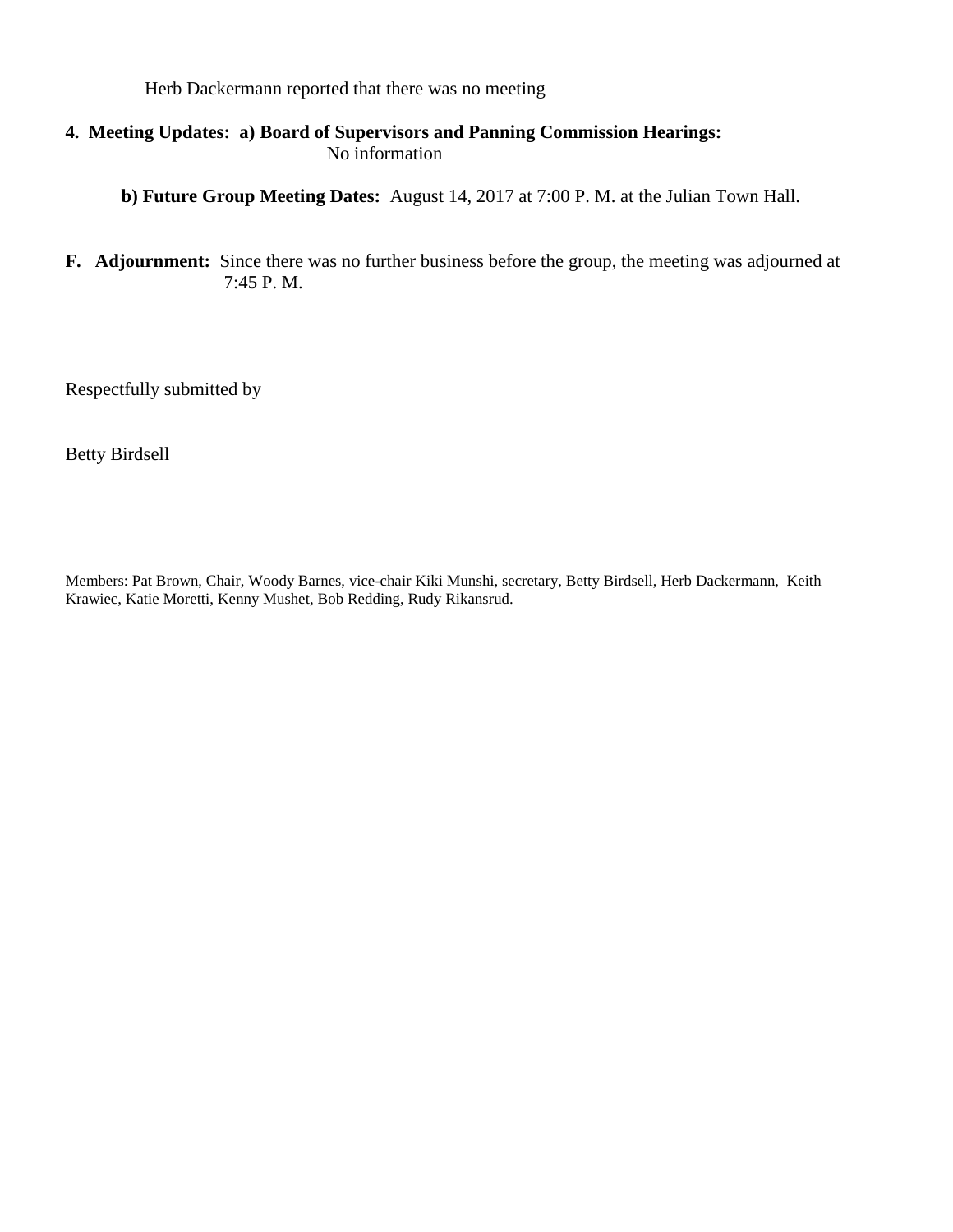Herb Dackermann reported that there was no meeting

**4. Meeting Updates: a) Board of Supervisors and Panning Commission Hearings:**
No information

**b) Future Group Meeting Dates:** August 14, 2017 at 7:00 P. M. at the Julian Town Hall.

**F. Adjournment:** Since there was no further business before the group, the meeting was adjourned at 7:45 P. M.

Respectfully submitted by

Betty Birdsell

Members: Pat Brown, Chair, Woody Barnes, vice-chair Kiki Munshi, secretary, Betty Birdsell, Herb Dackermann, Keith Krawiec, Katie Moretti, Kenny Mushet, Bob Redding, Rudy Rikansrud.